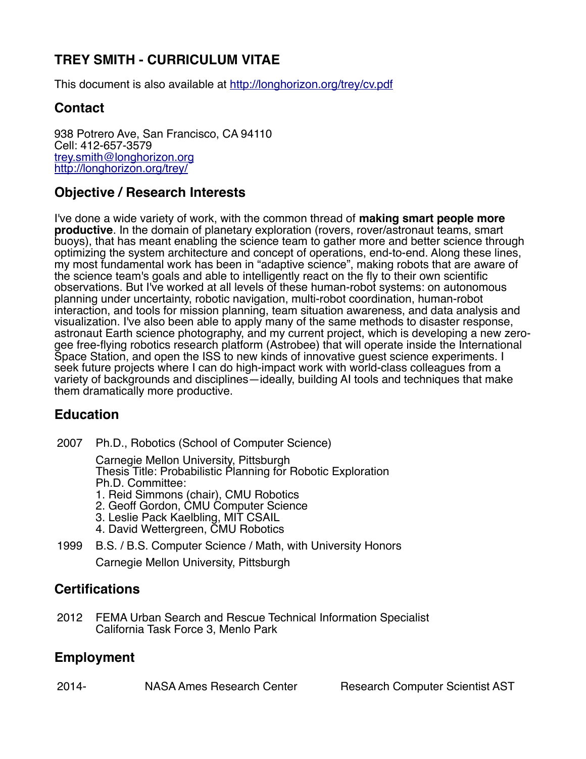# TREY SMITH - CURRICULUM VITAE

This document is also available at http://longhorizon.org/trey/cv.pdf

## Contact

938 Potrero Ave, San Francisco, CA 94110
Cell: 412-657-3579
trey.smith@longhorizon.org
http://longhorizon.org/trey/

## Objective / Research Interests

I've done a wide variety of work, with the common thread of **making smart people more productive**. In the domain of planetary exploration (rovers, rover/astronaut teams, smart buoys), that has meant enabling the science team to gather more and better science through optimizing the system architecture and concept of operations, end-to-end. Along these lines, my most fundamental work has been in "adaptive science", making robots that are aware of the science team's goals and able to intelligently react on the fly to their own scientific observations. But I've worked at all levels of these human-robot systems: on autonomous planning under uncertainty, robotic navigation, multi-robot coordination, human-robot interaction, and tools for mission planning, team situation awareness, and data analysis and visualization. I've also been able to apply many of the same methods to disaster response, astronaut Earth science photography, and my current project, which is developing a new zero-gee free-flying robotics research platform (Astrobee) that will operate inside the International Space Station, and open the ISS to new kinds of innovative guest science experiments. I seek future projects where I can do high-impact work with world-class colleagues from a variety of backgrounds and disciplines—ideally, building AI tools and techniques that make them dramatically more productive.

## Education

2007 Ph.D., Robotics (School of Computer Science)

Carnegie Mellon University, Pittsburgh
Thesis Title: Probabilistic Planning for Robotic Exploration
Ph.D. Committee:
1. Reid Simmons (chair), CMU Robotics
2. Geoff Gordon, CMU Computer Science
3. Leslie Pack Kaelbling, MIT CSAIL
4. David Wettergreen, CMU Robotics

1999 B.S. / B.S. Computer Science / Math, with University Honors

Carnegie Mellon University, Pittsburgh

## Certifications

2012 FEMA Urban Search and Rescue Technical Information Specialist
California Task Force 3, Menlo Park

## Employment

| | | |
|---|---|---|
| 2014- | NASA Ames Research Center | Research Computer Scientist AST |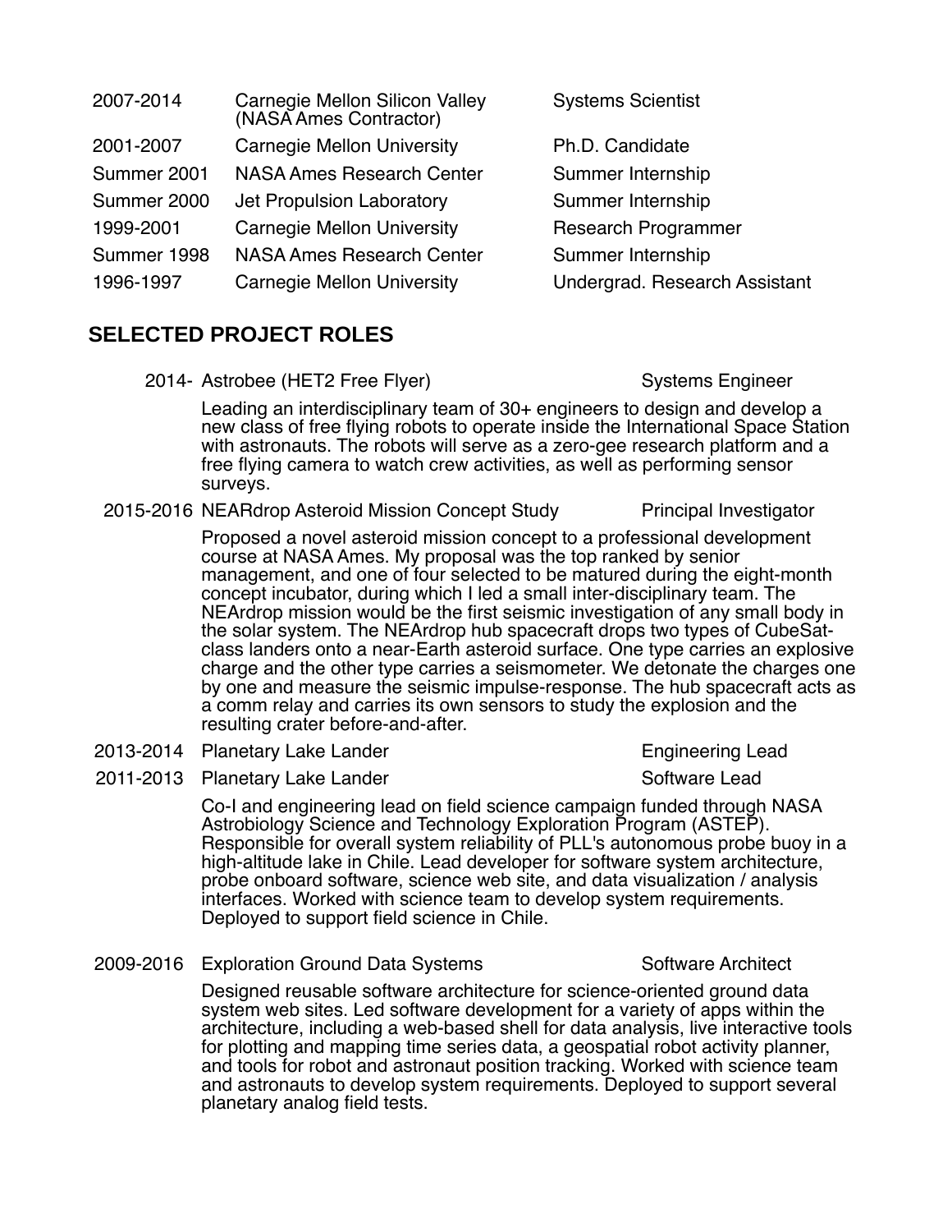| | | |
|---|---|---|
| 2007-2014 | Carnegie Mellon Silicon Valley (NASA Ames Contractor) | Systems Scientist |
| 2001-2007 | Carnegie Mellon University | Ph.D. Candidate |
| Summer 2001 | NASA Ames Research Center | Summer Internship |
| Summer 2000 | Jet Propulsion Laboratory | Summer Internship |
| 1999-2001 | Carnegie Mellon University | Research Programmer |
| Summer 1998 | NASA Ames Research Center | Summer Internship |
| 1996-1997 | Carnegie Mellon University | Undergrad. Research Assistant |

## SELECTED PROJECT ROLES

**2014-** Astrobee (HET2 Free Flyer) — Systems Engineer

Leading an interdisciplinary team of 30+ engineers to design and develop a new class of free flying robots to operate inside the International Space Station with astronauts. The robots will serve as a zero-gee research platform and a free flying camera to watch crew activities, as well as performing sensor surveys.

**2015-2016** NEARdrop Asteroid Mission Concept Study — Principal Investigator

Proposed a novel asteroid mission concept to a professional development course at NASA Ames. My proposal was the top ranked by senior management, and one of four selected to be matured during the eight-month concept incubator, during which I led a small inter-disciplinary team. The NEArdrop mission would be the first seismic investigation of any small body in the solar system. The NEArdrop hub spacecraft drops two types of CubeSat-class landers onto a near-Earth asteroid surface. One type carries an explosive charge and the other type carries a seismometer. We detonate the charges one by one and measure the seismic impulse-response. The hub spacecraft acts as a comm relay and carries its own sensors to study the explosion and the resulting crater before-and-after.

**2013-2014** Planetary Lake Lander — Engineering Lead

**2011-2013** Planetary Lake Lander — Software Lead

Co-I and engineering lead on field science campaign funded through NASA Astrobiology Science and Technology Exploration Program (ASTEP). Responsible for overall system reliability of PLL's autonomous probe buoy in a high-altitude lake in Chile. Lead developer for software system architecture, probe onboard software, science web site, and data visualization / analysis interfaces. Worked with science team to develop system requirements. Deployed to support field science in Chile.

**2009-2016** Exploration Ground Data Systems — Software Architect

Designed reusable software architecture for science-oriented ground data system web sites. Led software development for a variety of apps within the architecture, including a web-based shell for data analysis, live interactive tools for plotting and mapping time series data, a geospatial robot activity planner, and tools for robot and astronaut position tracking. Worked with science team and astronauts to develop system requirements. Deployed to support several planetary analog field tests.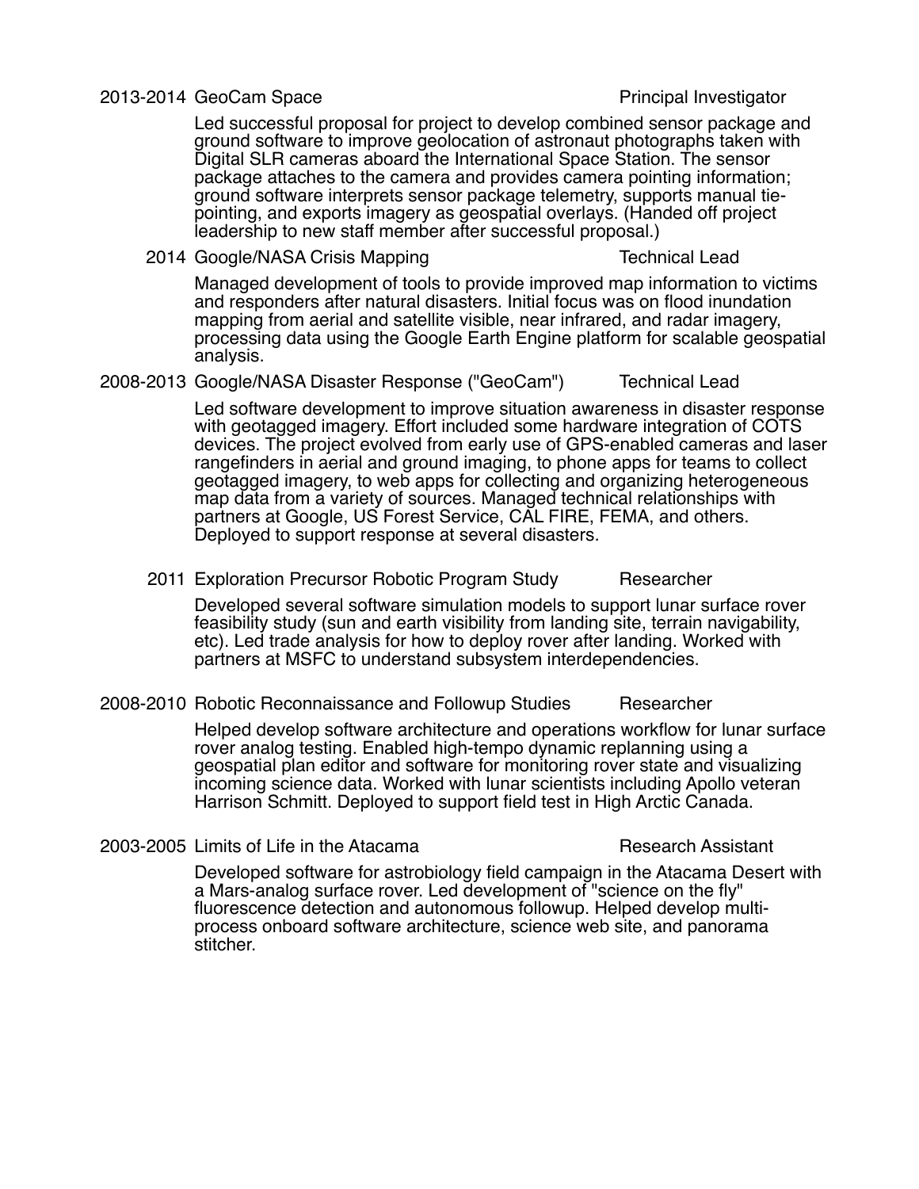**2013-2014 GeoCam Space** — Principal Investigator

Led successful proposal for project to develop combined sensor package and ground software to improve geolocation of astronaut photographs taken with Digital SLR cameras aboard the International Space Station. The sensor package attaches to the camera and provides camera pointing information; ground software interprets sensor package telemetry, supports manual tie-pointing, and exports imagery as geospatial overlays. (Handed off project leadership to new staff member after successful proposal.)

**2014 Google/NASA Crisis Mapping** — Technical Lead

Managed development of tools to provide improved map information to victims and responders after natural disasters. Initial focus was on flood inundation mapping from aerial and satellite visible, near infrared, and radar imagery, processing data using the Google Earth Engine platform for scalable geospatial analysis.

**2008-2013 Google/NASA Disaster Response ("GeoCam")** — Technical Lead

Led software development to improve situation awareness in disaster response with geotagged imagery. Effort included some hardware integration of COTS devices. The project evolved from early use of GPS-enabled cameras and laser rangefinders in aerial and ground imaging, to phone apps for teams to collect geotagged imagery, to web apps for collecting and organizing heterogeneous map data from a variety of sources. Managed technical relationships with partners at Google, US Forest Service, CAL FIRE, FEMA, and others. Deployed to support response at several disasters.

**2011 Exploration Precursor Robotic Program Study** — Researcher

Developed several software simulation models to support lunar surface rover feasibility study (sun and earth visibility from landing site, terrain navigability, etc). Led trade analysis for how to deploy rover after landing. Worked with partners at MSFC to understand subsystem interdependencies.

**2008-2010 Robotic Reconnaissance and Followup Studies** — Researcher

Helped develop software architecture and operations workflow for lunar surface rover analog testing. Enabled high-tempo dynamic replanning using a geospatial plan editor and software for monitoring rover state and visualizing incoming science data. Worked with lunar scientists including Apollo veteran Harrison Schmitt. Deployed to support field test in High Arctic Canada.

**2003-2005 Limits of Life in the Atacama** — Research Assistant

Developed software for astrobiology field campaign in the Atacama Desert with a Mars-analog surface rover. Led development of "science on the fly" fluorescence detection and autonomous followup. Helped develop multi-process onboard software architecture, science web site, and panorama stitcher.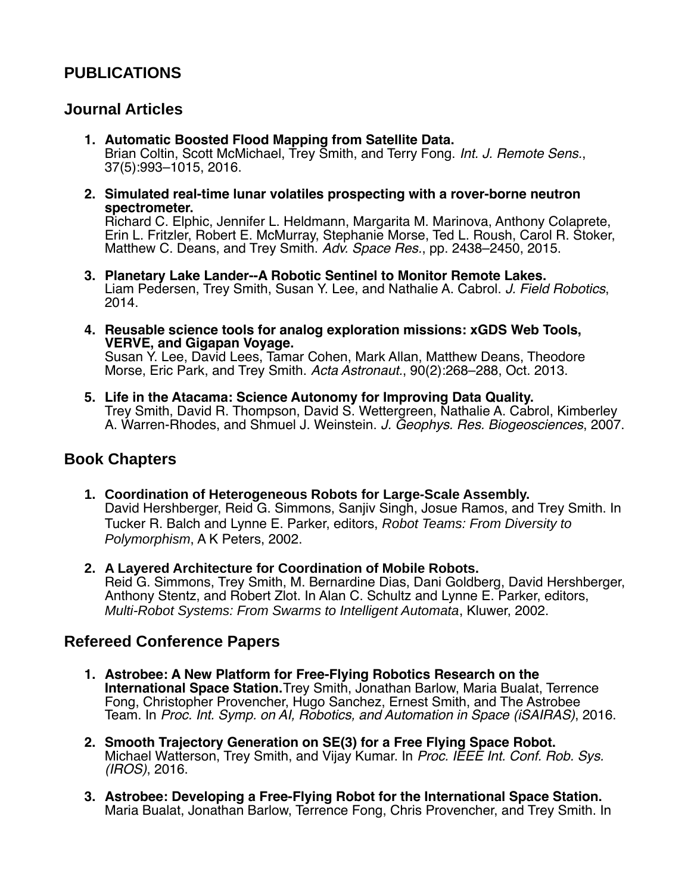# PUBLICATIONS

## Journal Articles

1. **Automatic Boosted Flood Mapping from Satellite Data.**
   Brian Coltin, Scott McMichael, Trey Smith, and Terry Fong. *Int. J. Remote Sens.*, 37(5):993–1015, 2016.

2. **Simulated real-time lunar volatiles prospecting with a rover-borne neutron spectrometer.**
   Richard C. Elphic, Jennifer L. Heldmann, Margarita M. Marinova, Anthony Colaprete, Erin L. Fritzler, Robert E. McMurray, Stephanie Morse, Ted L. Roush, Carol R. Stoker, Matthew C. Deans, and Trey Smith. *Adv. Space Res.*, pp. 2438–2450, 2015.

3. **Planetary Lake Lander--A Robotic Sentinel to Monitor Remote Lakes.**
   Liam Pedersen, Trey Smith, Susan Y. Lee, and Nathalie A. Cabrol. *J. Field Robotics*, 2014.

4. **Reusable science tools for analog exploration missions: xGDS Web Tools, VERVE, and Gigapan Voyage.**
   Susan Y. Lee, David Lees, Tamar Cohen, Mark Allan, Matthew Deans, Theodore Morse, Eric Park, and Trey Smith. *Acta Astronaut.*, 90(2):268–288, Oct. 2013.

5. **Life in the Atacama: Science Autonomy for Improving Data Quality.**
   Trey Smith, David R. Thompson, David S. Wettergreen, Nathalie A. Cabrol, Kimberley A. Warren-Rhodes, and Shmuel J. Weinstein. *J. Geophys. Res. Biogeosciences*, 2007.

## Book Chapters

1. **Coordination of Heterogeneous Robots for Large-Scale Assembly.**
   David Hershberger, Reid G. Simmons, Sanjiv Singh, Josue Ramos, and Trey Smith. In Tucker R. Balch and Lynne E. Parker, editors, *Robot Teams: From Diversity to Polymorphism*, A K Peters, 2002.

2. **A Layered Architecture for Coordination of Mobile Robots.**
   Reid G. Simmons, Trey Smith, M. Bernardine Dias, Dani Goldberg, David Hershberger, Anthony Stentz, and Robert Zlot. In Alan C. Schultz and Lynne E. Parker, editors, *Multi-Robot Systems: From Swarms to Intelligent Automata*, Kluwer, 2002.

## Refereed Conference Papers

1. **Astrobee: A New Platform for Free-Flying Robotics Research on the International Space Station.** Trey Smith, Jonathan Barlow, Maria Bualat, Terrence Fong, Christopher Provencher, Hugo Sanchez, Ernest Smith, and The Astrobee Team. In *Proc. Int. Symp. on AI, Robotics, and Automation in Space (iSAIRAS)*, 2016.

2. **Smooth Trajectory Generation on SE(3) for a Free Flying Space Robot.**
   Michael Watterson, Trey Smith, and Vijay Kumar. In *Proc. IEEE Int. Conf. Rob. Sys. (IROS)*, 2016.

3. **Astrobee: Developing a Free-Flying Robot for the International Space Station.**
   Maria Bualat, Jonathan Barlow, Terrence Fong, Chris Provencher, and Trey Smith. In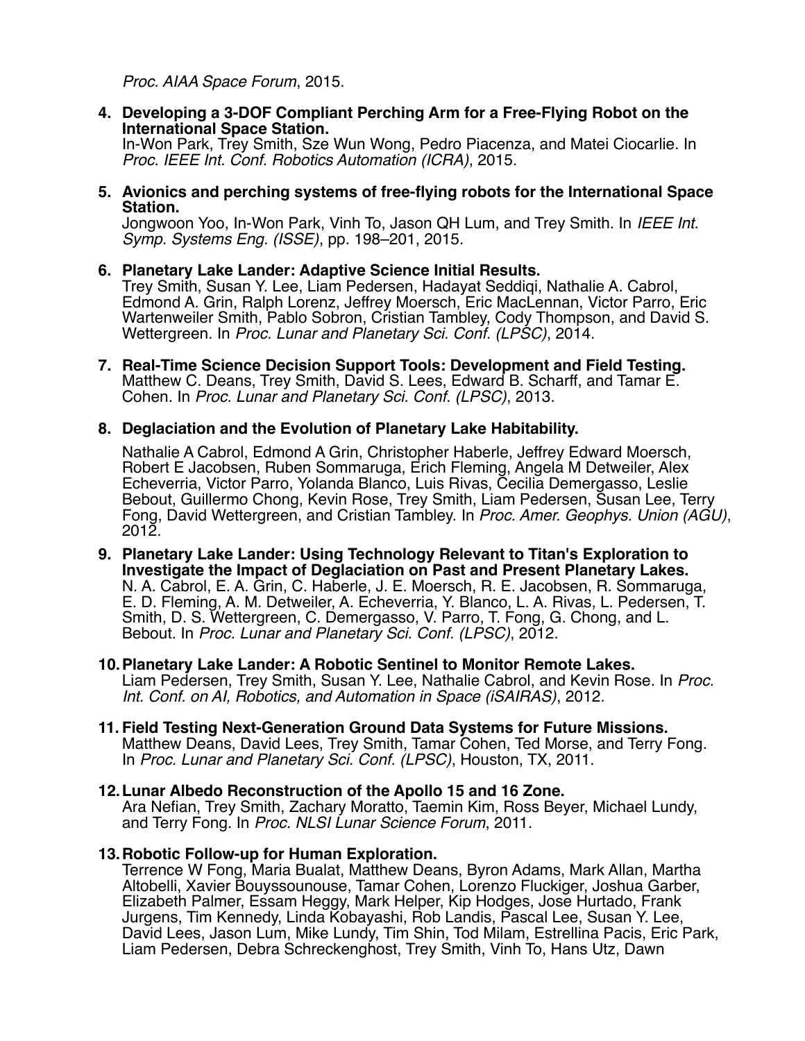*Proc. AIAA Space Forum*, 2015.

4. **Developing a 3-DOF Compliant Perching Arm for a Free-Flying Robot on the International Space Station.**
   In-Won Park, Trey Smith, Sze Wun Wong, Pedro Piacenza, and Matei Ciocarlie. In *Proc. IEEE Int. Conf. Robotics Automation (ICRA)*, 2015.

5. **Avionics and perching systems of free-flying robots for the International Space Station.**
   Jongwoon Yoo, In-Won Park, Vinh To, Jason QH Lum, and Trey Smith. In *IEEE Int. Symp. Systems Eng. (ISSE)*, pp. 198–201, 2015.

6. **Planetary Lake Lander: Adaptive Science Initial Results.**
   Trey Smith, Susan Y. Lee, Liam Pedersen, Hadayat Seddiqi, Nathalie A. Cabrol, Edmond A. Grin, Ralph Lorenz, Jeffrey Moersch, Eric MacLennan, Victor Parro, Eric Wartenweiler Smith, Pablo Sobron, Cristian Tambley, Cody Thompson, and David S. Wettergreen. In *Proc. Lunar and Planetary Sci. Conf. (LPSC)*, 2014.

7. **Real-Time Science Decision Support Tools: Development and Field Testing.**
   Matthew C. Deans, Trey Smith, David S. Lees, Edward B. Scharff, and Tamar E. Cohen. In *Proc. Lunar and Planetary Sci. Conf. (LPSC)*, 2013.

8. **Deglaciation and the Evolution of Planetary Lake Habitability.**
   Nathalie A Cabrol, Edmond A Grin, Christopher Haberle, Jeffrey Edward Moersch, Robert E Jacobsen, Ruben Sommaruga, Erich Fleming, Angela M Detweiler, Alex Echeverria, Victor Parro, Yolanda Blanco, Luis Rivas, Cecilia Demergasso, Leslie Bebout, Guillermo Chong, Kevin Rose, Trey Smith, Liam Pedersen, Susan Lee, Terry Fong, David Wettergreen, and Cristian Tambley. In *Proc. Amer. Geophys. Union (AGU)*, 2012.

9. **Planetary Lake Lander: Using Technology Relevant to Titan's Exploration to Investigate the Impact of Deglaciation on Past and Present Planetary Lakes.**
   N. A. Cabrol, E. A. Grin, C. Haberle, J. E. Moersch, R. E. Jacobsen, R. Sommaruga, E. D. Fleming, A. M. Detweiler, A. Echeverria, Y. Blanco, L. A. Rivas, L. Pedersen, T. Smith, D. S. Wettergreen, C. Demergasso, V. Parro, T. Fong, G. Chong, and L. Bebout. In *Proc. Lunar and Planetary Sci. Conf. (LPSC)*, 2012.

10. **Planetary Lake Lander: A Robotic Sentinel to Monitor Remote Lakes.**
    Liam Pedersen, Trey Smith, Susan Y. Lee, Nathalie Cabrol, and Kevin Rose. In *Proc. Int. Conf. on AI, Robotics, and Automation in Space (iSAIRAS)*, 2012.

11. **Field Testing Next-Generation Ground Data Systems for Future Missions.**
    Matthew Deans, David Lees, Trey Smith, Tamar Cohen, Ted Morse, and Terry Fong. In *Proc. Lunar and Planetary Sci. Conf. (LPSC)*, Houston, TX, 2011.

12. **Lunar Albedo Reconstruction of the Apollo 15 and 16 Zone.**
    Ara Nefian, Trey Smith, Zachary Moratto, Taemin Kim, Ross Beyer, Michael Lundy, and Terry Fong. In *Proc. NLSI Lunar Science Forum*, 2011.

13. **Robotic Follow-up for Human Exploration.**
    Terrence W Fong, Maria Bualat, Matthew Deans, Byron Adams, Mark Allan, Martha Altobelli, Xavier Bouyssounouse, Tamar Cohen, Lorenzo Fluckiger, Joshua Garber, Elizabeth Palmer, Essam Heggy, Mark Helper, Kip Hodges, Jose Hurtado, Frank Jurgens, Tim Kennedy, Linda Kobayashi, Rob Landis, Pascal Lee, Susan Y. Lee, David Lees, Jason Lum, Mike Lundy, Tim Shin, Tod Milam, Estrellina Pacis, Eric Park, Liam Pedersen, Debra Schreckenghost, Trey Smith, Vinh To, Hans Utz, Dawn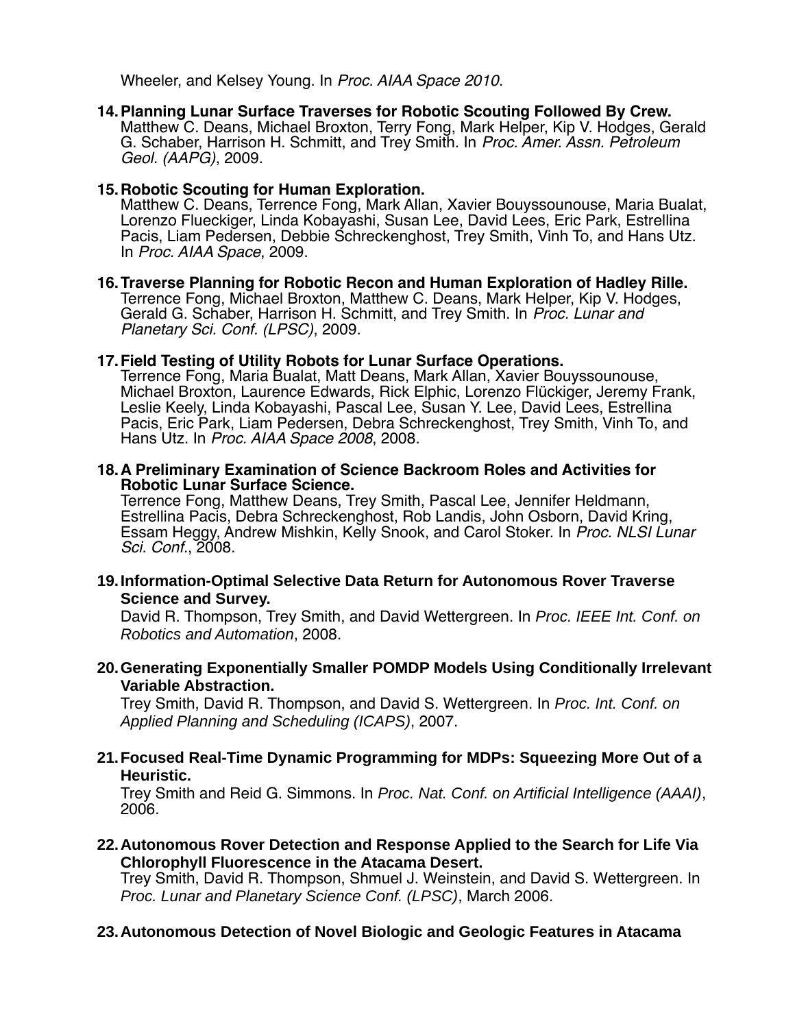Wheeler, and Kelsey Young. In *Proc. AIAA Space 2010*.

14. **Planning Lunar Surface Traverses for Robotic Scouting Followed By Crew.**
Matthew C. Deans, Michael Broxton, Terry Fong, Mark Helper, Kip V. Hodges, Gerald G. Schaber, Harrison H. Schmitt, and Trey Smith. In *Proc. Amer. Assn. Petroleum Geol. (AAPG)*, 2009.

15. **Robotic Scouting for Human Exploration.**
Matthew C. Deans, Terrence Fong, Mark Allan, Xavier Bouyssounouse, Maria Bualat, Lorenzo Flueckiger, Linda Kobayashi, Susan Lee, David Lees, Eric Park, Estrellina Pacis, Liam Pedersen, Debbie Schreckenghost, Trey Smith, Vinh To, and Hans Utz. In *Proc. AIAA Space*, 2009.

16. **Traverse Planning for Robotic Recon and Human Exploration of Hadley Rille.**
Terrence Fong, Michael Broxton, Matthew C. Deans, Mark Helper, Kip V. Hodges, Gerald G. Schaber, Harrison H. Schmitt, and Trey Smith. In *Proc. Lunar and Planetary Sci. Conf. (LPSC)*, 2009.

17. **Field Testing of Utility Robots for Lunar Surface Operations.**
Terrence Fong, Maria Bualat, Matt Deans, Mark Allan, Xavier Bouyssounouse, Michael Broxton, Laurence Edwards, Rick Elphic, Lorenzo Flückiger, Jeremy Frank, Leslie Keely, Linda Kobayashi, Pascal Lee, Susan Y. Lee, David Lees, Estrellina Pacis, Eric Park, Liam Pedersen, Debra Schreckenghost, Trey Smith, Vinh To, and Hans Utz. In *Proc. AIAA Space 2008*, 2008.

18. **A Preliminary Examination of Science Backroom Roles and Activities for Robotic Lunar Surface Science.**
Terrence Fong, Matthew Deans, Trey Smith, Pascal Lee, Jennifer Heldmann, Estrellina Pacis, Debra Schreckenghost, Rob Landis, John Osborn, David Kring, Essam Heggy, Andrew Mishkin, Kelly Snook, and Carol Stoker. In *Proc. NLSI Lunar Sci. Conf.*, 2008.

19. **Information-Optimal Selective Data Return for Autonomous Rover Traverse Science and Survey.**
David R. Thompson, Trey Smith, and David Wettergreen. In *Proc. IEEE Int. Conf. on Robotics and Automation*, 2008.

20. **Generating Exponentially Smaller POMDP Models Using Conditionally Irrelevant Variable Abstraction.**
Trey Smith, David R. Thompson, and David S. Wettergreen. In *Proc. Int. Conf. on Applied Planning and Scheduling (ICAPS)*, 2007.

21. **Focused Real-Time Dynamic Programming for MDPs: Squeezing More Out of a Heuristic.**
Trey Smith and Reid G. Simmons. In *Proc. Nat. Conf. on Artificial Intelligence (AAAI)*, 2006.

22. **Autonomous Rover Detection and Response Applied to the Search for Life Via Chlorophyll Fluorescence in the Atacama Desert.**
Trey Smith, David R. Thompson, Shmuel J. Weinstein, and David S. Wettergreen. In *Proc. Lunar and Planetary Science Conf. (LPSC)*, March 2006.

23. **Autonomous Detection of Novel Biologic and Geologic Features in Atacama**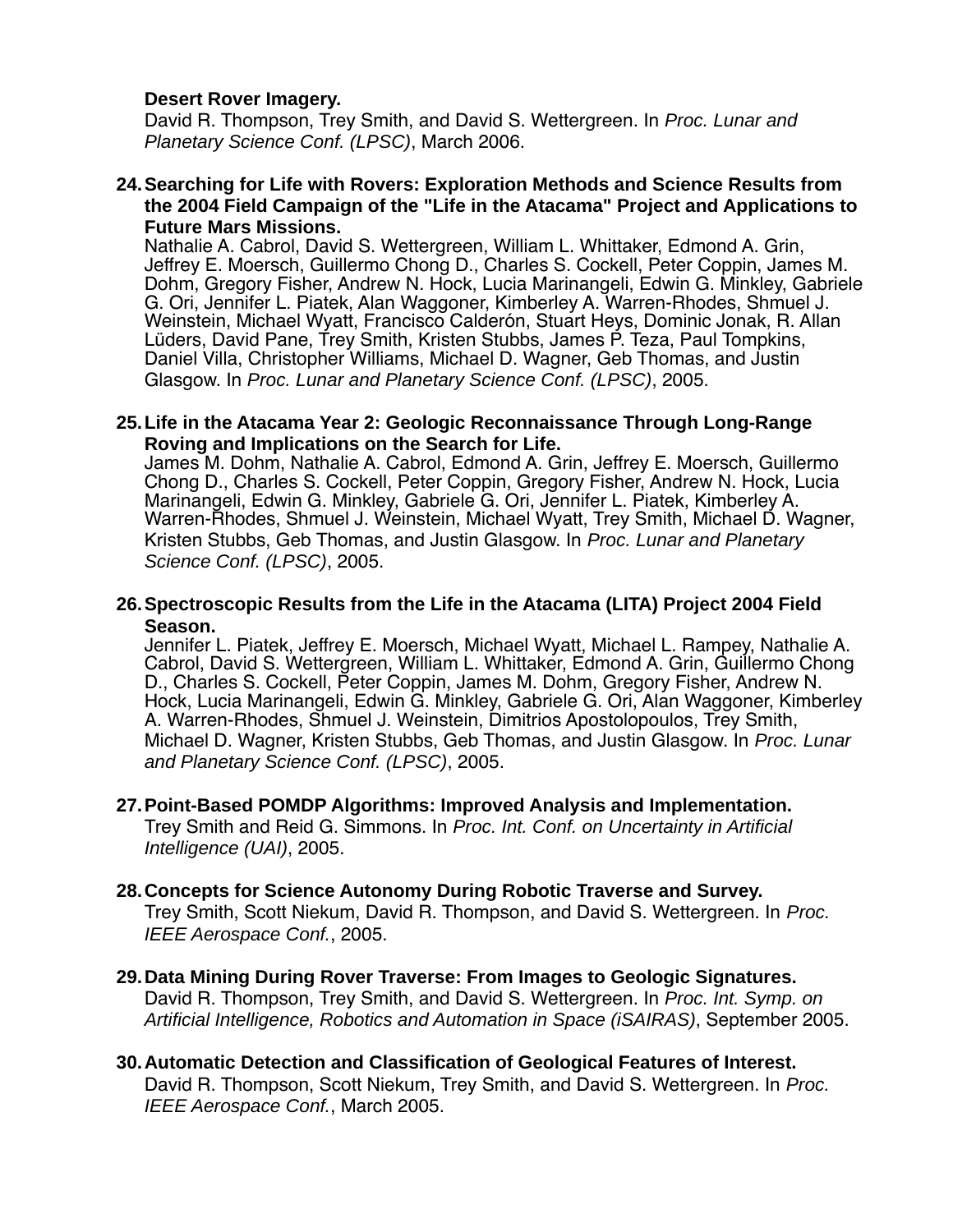**Desert Rover Imagery.**
David R. Thompson, Trey Smith, and David S. Wettergreen. In *Proc. Lunar and Planetary Science Conf. (LPSC)*, March 2006.

24. **Searching for Life with Rovers: Exploration Methods and Science Results from the 2004 Field Campaign of the "Life in the Atacama" Project and Applications to Future Mars Missions.**
    Nathalie A. Cabrol, David S. Wettergreen, William L. Whittaker, Edmond A. Grin, Jeffrey E. Moersch, Guillermo Chong D., Charles S. Cockell, Peter Coppin, James M. Dohm, Gregory Fisher, Andrew N. Hock, Lucia Marinangeli, Edwin G. Minkley, Gabriele G. Ori, Jennifer L. Piatek, Alan Waggoner, Kimberley A. Warren-Rhodes, Shmuel J. Weinstein, Michael Wyatt, Francisco Calderón, Stuart Heys, Dominic Jonak, R. Allan Lüders, David Pane, Trey Smith, Kristen Stubbs, James P. Teza, Paul Tompkins, Daniel Villa, Christopher Williams, Michael D. Wagner, Geb Thomas, and Justin Glasgow. In *Proc. Lunar and Planetary Science Conf. (LPSC)*, 2005.

25. **Life in the Atacama Year 2: Geologic Reconnaissance Through Long-Range Roving and Implications on the Search for Life.**
    James M. Dohm, Nathalie A. Cabrol, Edmond A. Grin, Jeffrey E. Moersch, Guillermo Chong D., Charles S. Cockell, Peter Coppin, Gregory Fisher, Andrew N. Hock, Lucia Marinangeli, Edwin G. Minkley, Gabriele G. Ori, Jennifer L. Piatek, Kimberley A. Warren-Rhodes, Shmuel J. Weinstein, Michael Wyatt, Trey Smith, Michael D. Wagner, Kristen Stubbs, Geb Thomas, and Justin Glasgow. In *Proc. Lunar and Planetary Science Conf. (LPSC)*, 2005.

26. **Spectroscopic Results from the Life in the Atacama (LITA) Project 2004 Field Season.**
    Jennifer L. Piatek, Jeffrey E. Moersch, Michael Wyatt, Michael L. Rampey, Nathalie A. Cabrol, David S. Wettergreen, William L. Whittaker, Edmond A. Grin, Guillermo Chong D., Charles S. Cockell, Peter Coppin, James M. Dohm, Gregory Fisher, Andrew N. Hock, Lucia Marinangeli, Edwin G. Minkley, Gabriele G. Ori, Alan Waggoner, Kimberley A. Warren-Rhodes, Shmuel J. Weinstein, Dimitrios Apostolopoulos, Trey Smith, Michael D. Wagner, Kristen Stubbs, Geb Thomas, and Justin Glasgow. In *Proc. Lunar and Planetary Science Conf. (LPSC)*, 2005.

27. **Point-Based POMDP Algorithms: Improved Analysis and Implementation.**
    Trey Smith and Reid G. Simmons. In *Proc. Int. Conf. on Uncertainty in Artificial Intelligence (UAI)*, 2005.

28. **Concepts for Science Autonomy During Robotic Traverse and Survey.**
    Trey Smith, Scott Niekum, David R. Thompson, and David S. Wettergreen. In *Proc. IEEE Aerospace Conf.*, 2005.

29. **Data Mining During Rover Traverse: From Images to Geologic Signatures.**
    David R. Thompson, Trey Smith, and David S. Wettergreen. In *Proc. Int. Symp. on Artificial Intelligence, Robotics and Automation in Space (iSAIRAS)*, September 2005.

30. **Automatic Detection and Classification of Geological Features of Interest.**
    David R. Thompson, Scott Niekum, Trey Smith, and David S. Wettergreen. In *Proc. IEEE Aerospace Conf.*, March 2005.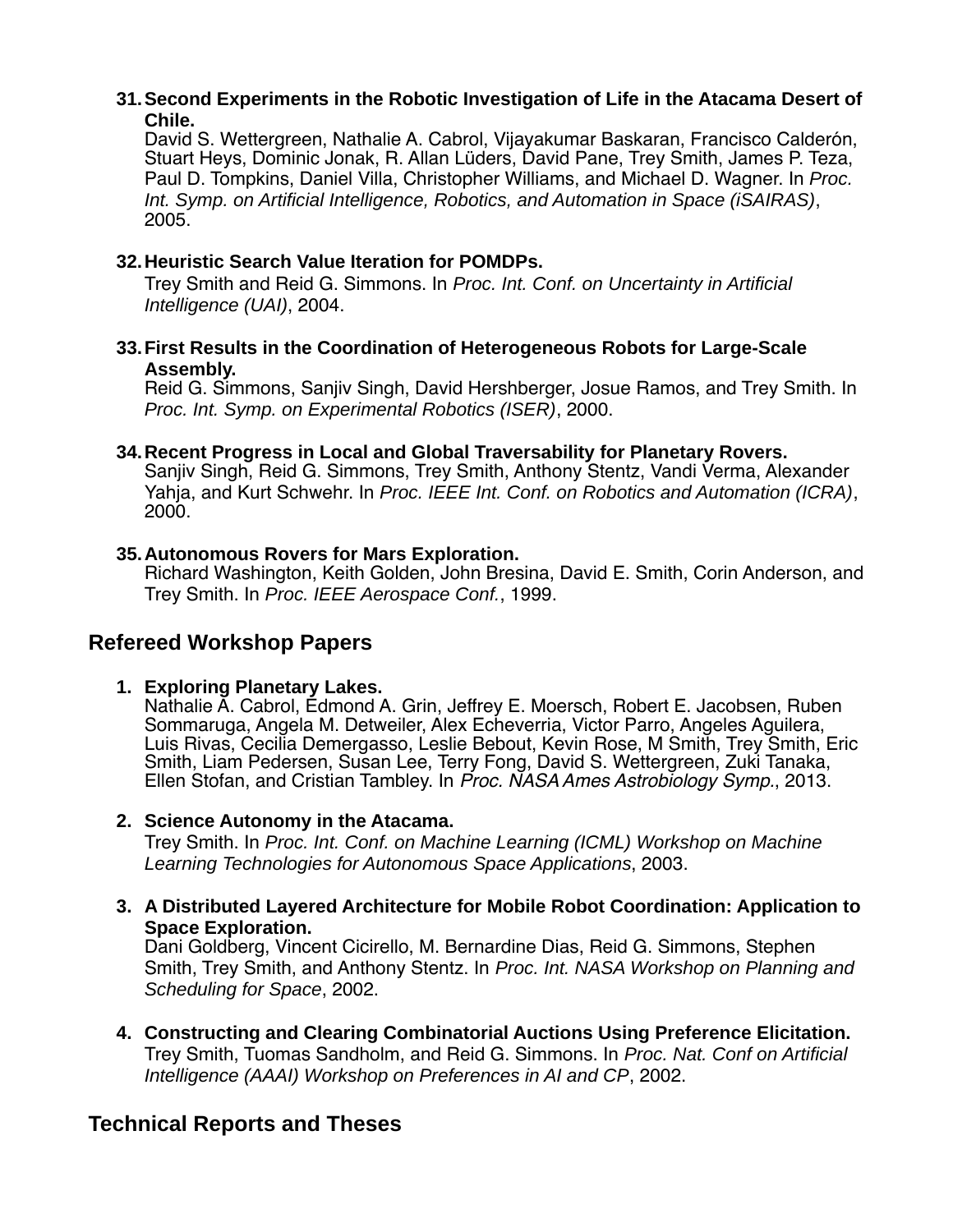31. **Second Experiments in the Robotic Investigation of Life in the Atacama Desert of Chile.**
    David S. Wettergreen, Nathalie A. Cabrol, Vijayakumar Baskaran, Francisco Calderón, Stuart Heys, Dominic Jonak, R. Allan Lüders, David Pane, Trey Smith, James P. Teza, Paul D. Tompkins, Daniel Villa, Christopher Williams, and Michael D. Wagner. In *Proc. Int. Symp. on Artificial Intelligence, Robotics, and Automation in Space (iSAIRAS)*, 2005.

32. **Heuristic Search Value Iteration for POMDPs.**
    Trey Smith and Reid G. Simmons. In *Proc. Int. Conf. on Uncertainty in Artificial Intelligence (UAI)*, 2004.

33. **First Results in the Coordination of Heterogeneous Robots for Large-Scale Assembly.**
    Reid G. Simmons, Sanjiv Singh, David Hershberger, Josue Ramos, and Trey Smith. In *Proc. Int. Symp. on Experimental Robotics (ISER)*, 2000.

34. **Recent Progress in Local and Global Traversability for Planetary Rovers.**
    Sanjiv Singh, Reid G. Simmons, Trey Smith, Anthony Stentz, Vandi Verma, Alexander Yahja, and Kurt Schwehr. In *Proc. IEEE Int. Conf. on Robotics and Automation (ICRA)*, 2000.

35. **Autonomous Rovers for Mars Exploration.**
    Richard Washington, Keith Golden, John Bresina, David E. Smith, Corin Anderson, and Trey Smith. In *Proc. IEEE Aerospace Conf.*, 1999.

## Refereed Workshop Papers

1. **Exploring Planetary Lakes.**
   Nathalie A. Cabrol, Edmond A. Grin, Jeffrey E. Moersch, Robert E. Jacobsen, Ruben Sommaruga, Angela M. Detweiler, Alex Echeverria, Victor Parro, Angeles Aguilera, Luis Rivas, Cecilia Demergasso, Leslie Bebout, Kevin Rose, M Smith, Trey Smith, Eric Smith, Liam Pedersen, Susan Lee, Terry Fong, David S. Wettergreen, Zuki Tanaka, Ellen Stofan, and Cristian Tambley. In *Proc. NASA Ames Astrobiology Symp.*, 2013.

2. **Science Autonomy in the Atacama.**
   Trey Smith. In *Proc. Int. Conf. on Machine Learning (ICML) Workshop on Machine Learning Technologies for Autonomous Space Applications*, 2003.

3. **A Distributed Layered Architecture for Mobile Robot Coordination: Application to Space Exploration.**
   Dani Goldberg, Vincent Cicirello, M. Bernardine Dias, Reid G. Simmons, Stephen Smith, Trey Smith, and Anthony Stentz. In *Proc. Int. NASA Workshop on Planning and Scheduling for Space*, 2002.

4. **Constructing and Clearing Combinatorial Auctions Using Preference Elicitation.**
   Trey Smith, Tuomas Sandholm, and Reid G. Simmons. In *Proc. Nat. Conf on Artificial Intelligence (AAAI) Workshop on Preferences in AI and CP*, 2002.

## Technical Reports and Theses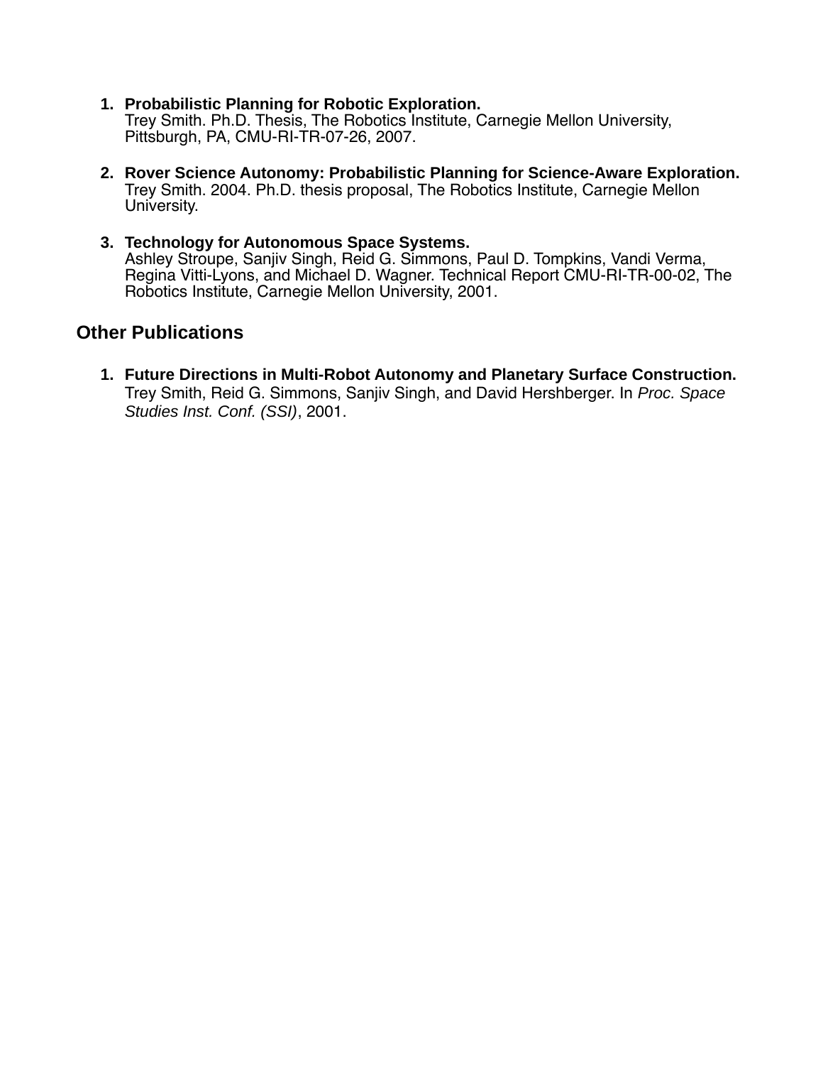1. **Probabilistic Planning for Robotic Exploration.**
   Trey Smith. Ph.D. Thesis, The Robotics Institute, Carnegie Mellon University, Pittsburgh, PA, CMU-RI-TR-07-26, 2007.

2. **Rover Science Autonomy: Probabilistic Planning for Science-Aware Exploration.**
   Trey Smith. 2004. Ph.D. thesis proposal, The Robotics Institute, Carnegie Mellon University.

3. **Technology for Autonomous Space Systems.**
   Ashley Stroupe, Sanjiv Singh, Reid G. Simmons, Paul D. Tompkins, Vandi Verma, Regina Vitti-Lyons, and Michael D. Wagner. Technical Report CMU-RI-TR-00-02, The Robotics Institute, Carnegie Mellon University, 2001.

## Other Publications

1. **Future Directions in Multi-Robot Autonomy and Planetary Surface Construction.**
   Trey Smith, Reid G. Simmons, Sanjiv Singh, and David Hershberger. In *Proc. Space Studies Inst. Conf. (SSI)*, 2001.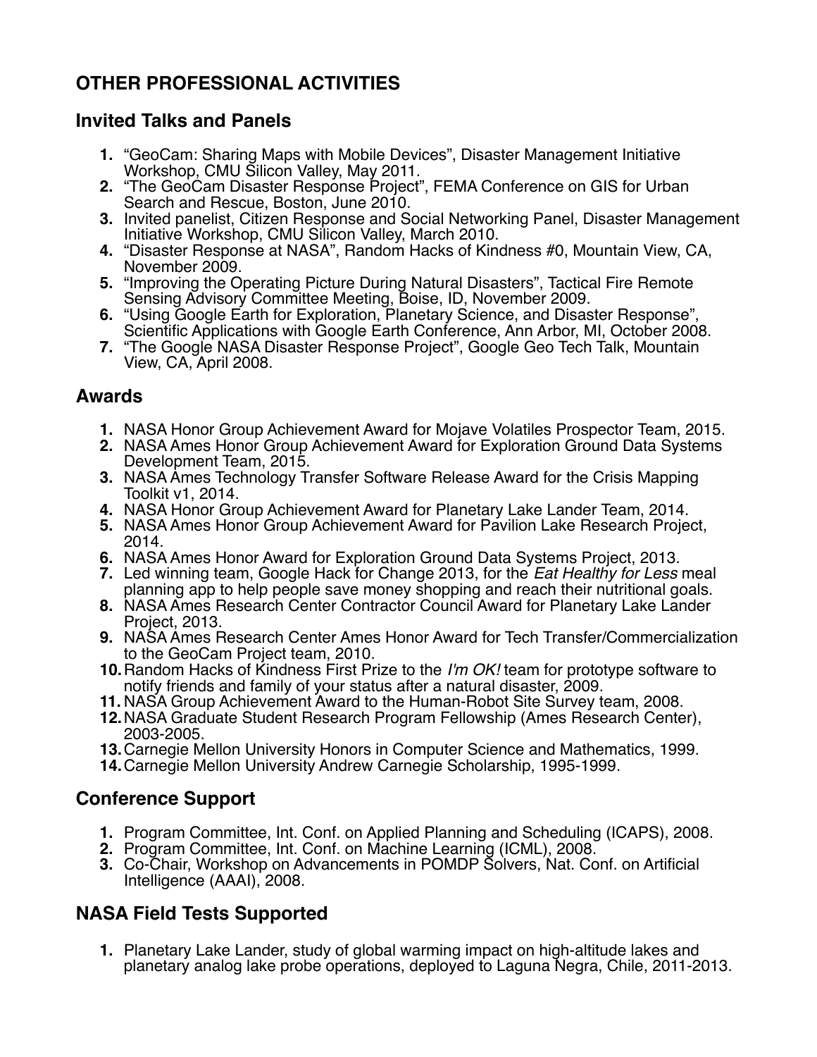# OTHER PROFESSIONAL ACTIVITIES

## Invited Talks and Panels

1. “GeoCam: Sharing Maps with Mobile Devices”, Disaster Management Initiative Workshop, CMU Silicon Valley, May 2011.
2. “The GeoCam Disaster Response Project”, FEMA Conference on GIS for Urban Search and Rescue, Boston, June 2010.
3. Invited panelist, Citizen Response and Social Networking Panel, Disaster Management Initiative Workshop, CMU Silicon Valley, March 2010.
4. “Disaster Response at NASA”, Random Hacks of Kindness #0, Mountain View, CA, November 2009.
5. “Improving the Operating Picture During Natural Disasters”, Tactical Fire Remote Sensing Advisory Committee Meeting, Boise, ID, November 2009.
6. “Using Google Earth for Exploration, Planetary Science, and Disaster Response”, Scientific Applications with Google Earth Conference, Ann Arbor, MI, October 2008.
7. “The Google NASA Disaster Response Project”, Google Geo Tech Talk, Mountain View, CA, April 2008.

## Awards

1. NASA Honor Group Achievement Award for Mojave Volatiles Prospector Team, 2015.
2. NASA Ames Honor Group Achievement Award for Exploration Ground Data Systems Development Team, 2015.
3. NASA Ames Technology Transfer Software Release Award for the Crisis Mapping Toolkit v1, 2014.
4. NASA Honor Group Achievement Award for Planetary Lake Lander Team, 2014.
5. NASA Ames Honor Group Achievement Award for Pavilion Lake Research Project, 2014.
6. NASA Ames Honor Award for Exploration Ground Data Systems Project, 2013.
7. Led winning team, Google Hack for Change 2013, for the *Eat Healthy for Less* meal planning app to help people save money shopping and reach their nutritional goals.
8. NASA Ames Research Center Contractor Council Award for Planetary Lake Lander Project, 2013.
9. NASA Ames Research Center Ames Honor Award for Tech Transfer/Commercialization to the GeoCam Project team, 2010.
10. Random Hacks of Kindness First Prize to the *I'm OK!* team for prototype software to notify friends and family of your status after a natural disaster, 2009.
11. NASA Group Achievement Award to the Human-Robot Site Survey team, 2008.
12. NASA Graduate Student Research Program Fellowship (Ames Research Center), 2003-2005.
13. Carnegie Mellon University Honors in Computer Science and Mathematics, 1999.
14. Carnegie Mellon University Andrew Carnegie Scholarship, 1995-1999.

## Conference Support

1. Program Committee, Int. Conf. on Applied Planning and Scheduling (ICAPS), 2008.
2. Program Committee, Int. Conf. on Machine Learning (ICML), 2008.
3. Co-Chair, Workshop on Advancements in POMDP Solvers, Nat. Conf. on Artificial Intelligence (AAAI), 2008.

## NASA Field Tests Supported

1. Planetary Lake Lander, study of global warming impact on high-altitude lakes and planetary analog lake probe operations, deployed to Laguna Negra, Chile, 2011-2013.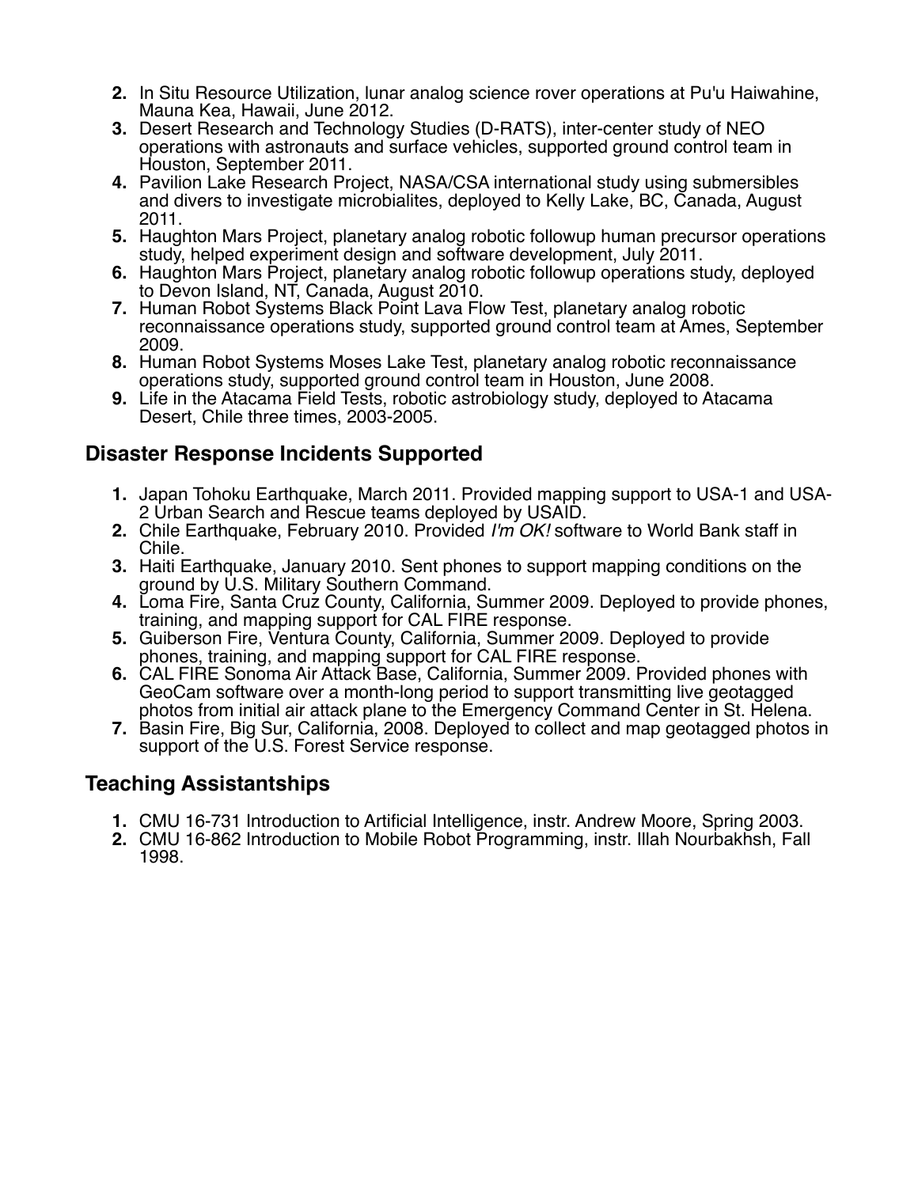2. In Situ Resource Utilization, lunar analog science rover operations at Pu'u Haiwahine, Mauna Kea, Hawaii, June 2012.
3. Desert Research and Technology Studies (D-RATS), inter-center study of NEO operations with astronauts and surface vehicles, supported ground control team in Houston, September 2011.
4. Pavilion Lake Research Project, NASA/CSA international study using submersibles and divers to investigate microbialites, deployed to Kelly Lake, BC, Canada, August 2011.
5. Haughton Mars Project, planetary analog robotic followup human precursor operations study, helped experiment design and software development, July 2011.
6. Haughton Mars Project, planetary analog robotic followup operations study, deployed to Devon Island, NT, Canada, August 2010.
7. Human Robot Systems Black Point Lava Flow Test, planetary analog robotic reconnaissance operations study, supported ground control team at Ames, September 2009.
8. Human Robot Systems Moses Lake Test, planetary analog robotic reconnaissance operations study, supported ground control team in Houston, June 2008.
9. Life in the Atacama Field Tests, robotic astrobiology study, deployed to Atacama Desert, Chile three times, 2003-2005.

## Disaster Response Incidents Supported

1. Japan Tohoku Earthquake, March 2011. Provided mapping support to USA-1 and USA-2 Urban Search and Rescue teams deployed by USAID.
2. Chile Earthquake, February 2010. Provided *I'm OK!* software to World Bank staff in Chile.
3. Haiti Earthquake, January 2010. Sent phones to support mapping conditions on the ground by U.S. Military Southern Command.
4. Loma Fire, Santa Cruz County, California, Summer 2009. Deployed to provide phones, training, and mapping support for CAL FIRE response.
5. Guiberson Fire, Ventura County, California, Summer 2009. Deployed to provide phones, training, and mapping support for CAL FIRE response.
6. CAL FIRE Sonoma Air Attack Base, California, Summer 2009. Provided phones with GeoCam software over a month-long period to support transmitting live geotagged photos from initial air attack plane to the Emergency Command Center in St. Helena.
7. Basin Fire, Big Sur, California, 2008. Deployed to collect and map geotagged photos in support of the U.S. Forest Service response.

## Teaching Assistantships

1. CMU 16-731 Introduction to Artificial Intelligence, instr. Andrew Moore, Spring 2003.
2. CMU 16-862 Introduction to Mobile Robot Programming, instr. Illah Nourbakhsh, Fall 1998.